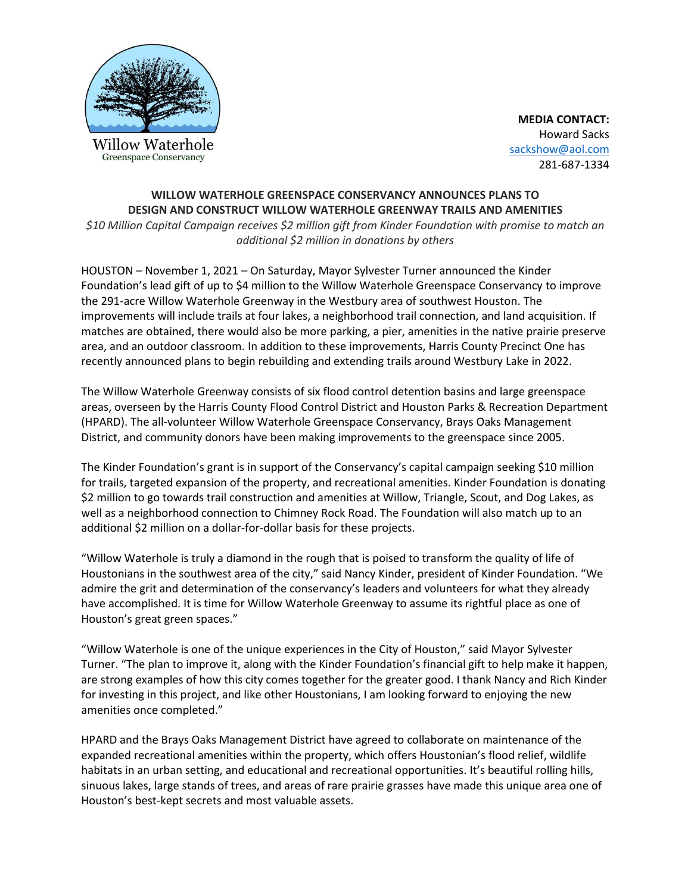Willow Waterhole
Greenspace Conservancy

**MEDIA CONTACT:**
Howard Sacks
sackshow@aol.com
281-687-1334

## WILLOW WATERHOLE GREENSPACE CONSERVANCY ANNOUNCES PLANS TO DESIGN AND CONSTRUCT WILLOW WATERHOLE GREENWAY TRAILS AND AMENITIES

*$10 Million Capital Campaign receives $2 million gift from Kinder Foundation with promise to match an additional $2 million in donations by others*

HOUSTON – November 1, 2021 – On Saturday, Mayor Sylvester Turner announced the Kinder Foundation's lead gift of up to $4 million to the Willow Waterhole Greenspace Conservancy to improve the 291-acre Willow Waterhole Greenway in the Westbury area of southwest Houston. The improvements will include trails at four lakes, a neighborhood trail connection, and land acquisition. If matches are obtained, there would also be more parking, a pier, amenities in the native prairie preserve area, and an outdoor classroom. In addition to these improvements, Harris County Precinct One has recently announced plans to begin rebuilding and extending trails around Westbury Lake in 2022.

The Willow Waterhole Greenway consists of six flood control detention basins and large greenspace areas, overseen by the Harris County Flood Control District and Houston Parks & Recreation Department (HPARD). The all-volunteer Willow Waterhole Greenspace Conservancy, Brays Oaks Management District, and community donors have been making improvements to the greenspace since 2005.

The Kinder Foundation's grant is in support of the Conservancy's capital campaign seeking $10 million for trails, targeted expansion of the property, and recreational amenities. Kinder Foundation is donating $2 million to go towards trail construction and amenities at Willow, Triangle, Scout, and Dog Lakes, as well as a neighborhood connection to Chimney Rock Road. The Foundation will also match up to an additional $2 million on a dollar-for-dollar basis for these projects.

"Willow Waterhole is truly a diamond in the rough that is poised to transform the quality of life of Houstonians in the southwest area of the city," said Nancy Kinder, president of Kinder Foundation. "We admire the grit and determination of the conservancy's leaders and volunteers for what they already have accomplished. It is time for Willow Waterhole Greenway to assume its rightful place as one of Houston's great green spaces."

"Willow Waterhole is one of the unique experiences in the City of Houston," said Mayor Sylvester Turner. "The plan to improve it, along with the Kinder Foundation's financial gift to help make it happen, are strong examples of how this city comes together for the greater good. I thank Nancy and Rich Kinder for investing in this project, and like other Houstonians, I am looking forward to enjoying the new amenities once completed."

HPARD and the Brays Oaks Management District have agreed to collaborate on maintenance of the expanded recreational amenities within the property, which offers Houstonian's flood relief, wildlife habitats in an urban setting, and educational and recreational opportunities. It's beautiful rolling hills, sinuous lakes, large stands of trees, and areas of rare prairie grasses have made this unique area one of Houston's best-kept secrets and most valuable assets.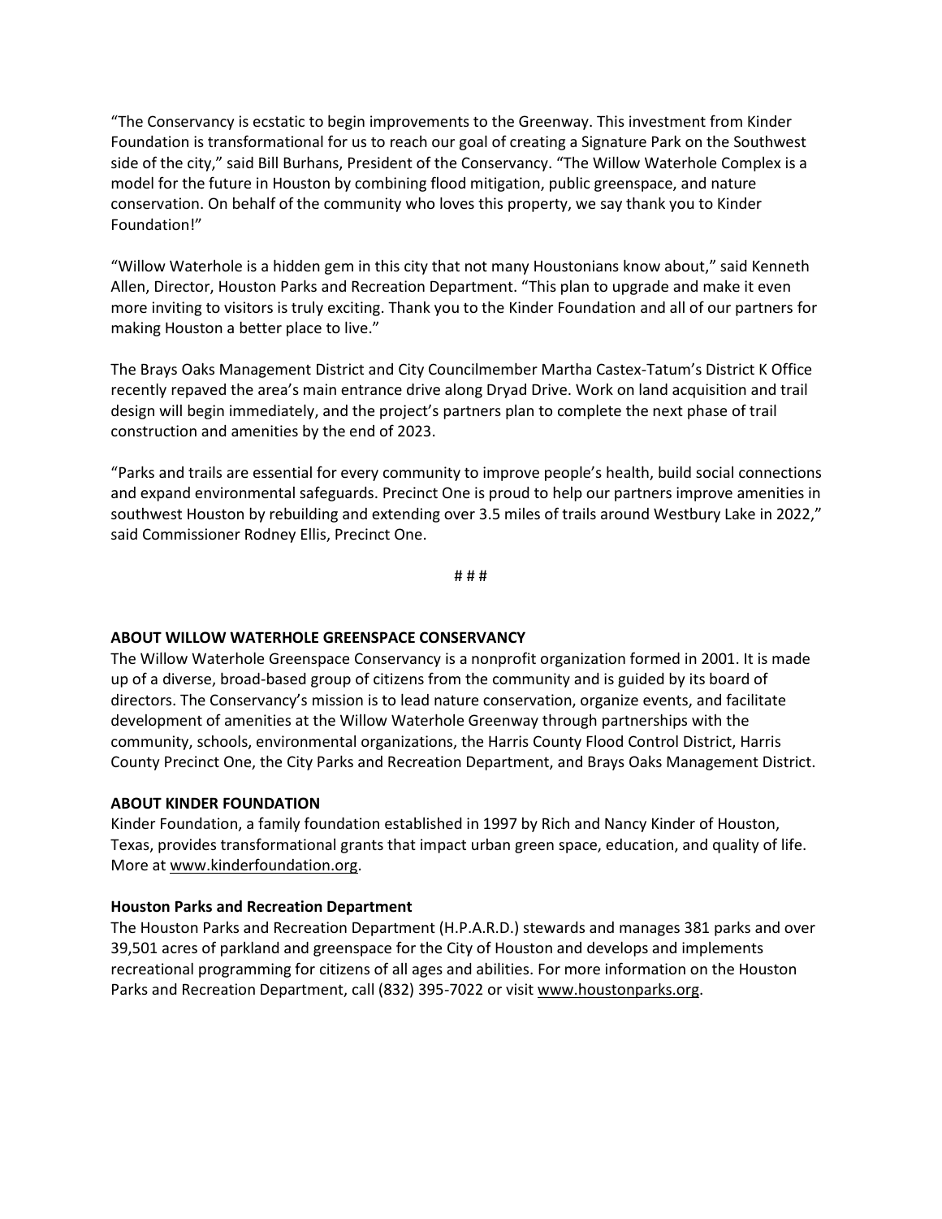"The Conservancy is ecstatic to begin improvements to the Greenway. This investment from Kinder Foundation is transformational for us to reach our goal of creating a Signature Park on the Southwest side of the city," said Bill Burhans, President of the Conservancy. "The Willow Waterhole Complex is a model for the future in Houston by combining flood mitigation, public greenspace, and nature conservation. On behalf of the community who loves this property, we say thank you to Kinder Foundation!"

"Willow Waterhole is a hidden gem in this city that not many Houstonians know about," said Kenneth Allen, Director, Houston Parks and Recreation Department. "This plan to upgrade and make it even more inviting to visitors is truly exciting. Thank you to the Kinder Foundation and all of our partners for making Houston a better place to live."

The Brays Oaks Management District and City Councilmember Martha Castex-Tatum's District K Office recently repaved the area's main entrance drive along Dryad Drive. Work on land acquisition and trail design will begin immediately, and the project's partners plan to complete the next phase of trail construction and amenities by the end of 2023.

"Parks and trails are essential for every community to improve people's health, build social connections and expand environmental safeguards. Precinct One is proud to help our partners improve amenities in southwest Houston by rebuilding and extending over 3.5 miles of trails around Westbury Lake in 2022," said Commissioner Rodney Ellis, Precinct One.

# # #

**ABOUT WILLOW WATERHOLE GREENSPACE CONSERVANCY**

The Willow Waterhole Greenspace Conservancy is a nonprofit organization formed in 2001. It is made up of a diverse, broad-based group of citizens from the community and is guided by its board of directors. The Conservancy's mission is to lead nature conservation, organize events, and facilitate development of amenities at the Willow Waterhole Greenway through partnerships with the community, schools, environmental organizations, the Harris County Flood Control District, Harris County Precinct One, the City Parks and Recreation Department, and Brays Oaks Management District.

**ABOUT KINDER FOUNDATION**

Kinder Foundation, a family foundation established in 1997 by Rich and Nancy Kinder of Houston, Texas, provides transformational grants that impact urban green space, education, and quality of life. More at www.kinderfoundation.org.

**Houston Parks and Recreation Department**

The Houston Parks and Recreation Department (H.P.A.R.D.) stewards and manages 381 parks and over 39,501 acres of parkland and greenspace for the City of Houston and develops and implements recreational programming for citizens of all ages and abilities. For more information on the Houston Parks and Recreation Department, call (832) 395-7022 or visit www.houstonparks.org.